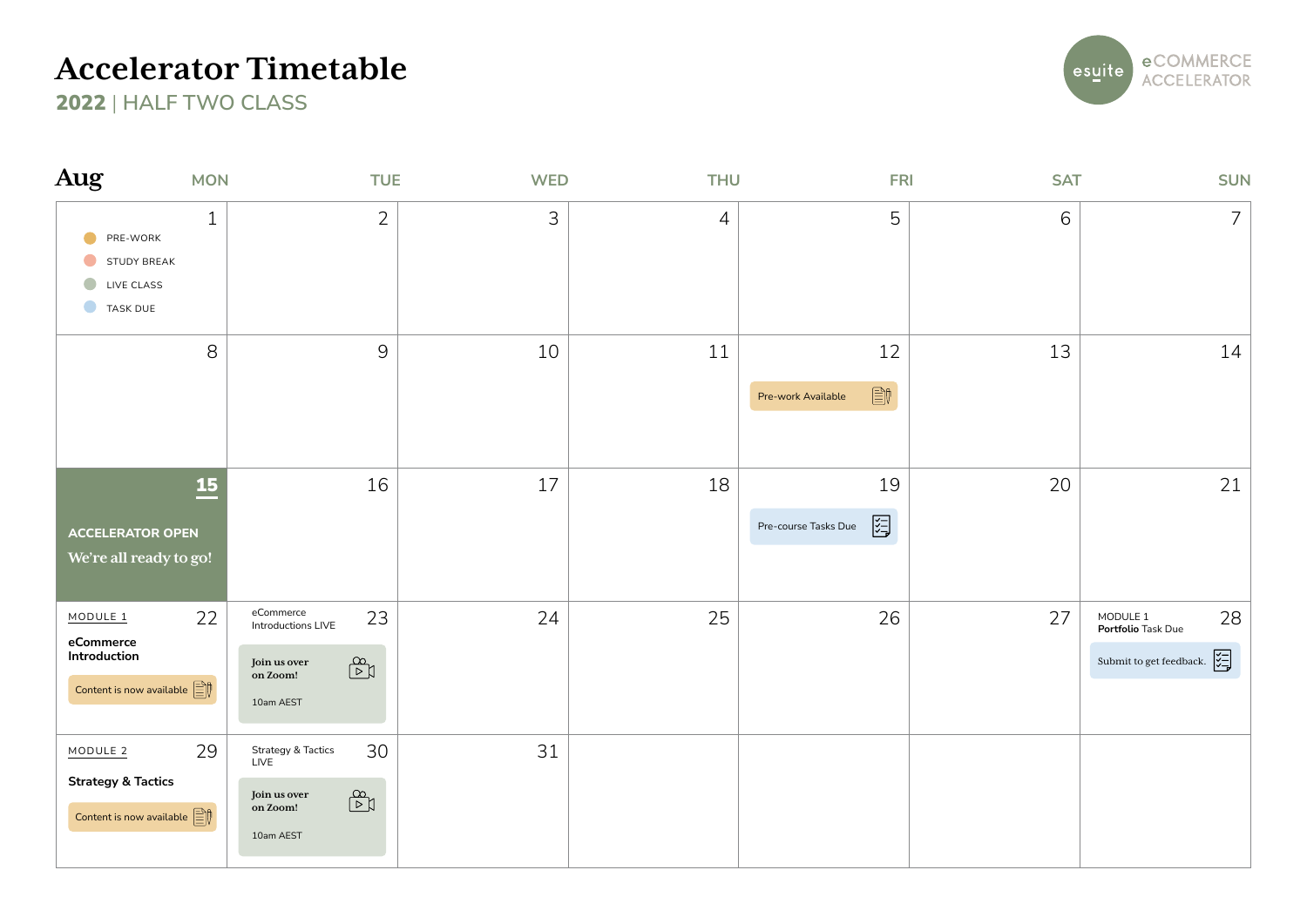# Accelerator Timetable

## 2022 | HALF TWO CLASS

esuite eCOMMERCE ACCELERATOR

**Aug**

| MON | TUE | WED | THU | FRI | SAT | SUN |
|---|---|---|---|---|---|---|
| 1<br>PRE-WORK<br>STUDY BREAK<br>LIVE CLASS<br>TASK DUE | 2 | 3 | 4 | 5 | 6 | 7 |
| 8 | 9 | 10 | 11 | 12<br>Pre-work Available | 13 | 14 |
| 15<br>ACCELERATOR OPEN<br>We're all ready to go! | 16 | 17 | 18 | 19<br>Pre-course Tasks Due | 20 | 21 |
| 22<br>MODULE 1<br>**eCommerce Introduction**<br>Content is now available | 23<br>eCommerce Introductions LIVE<br>Join us over on Zoom!<br>10am AEST | 24 | 25 | 26 | 27 | 28<br>MODULE 1<br>**Portfolio** Task Due<br>Submit to get feedback. |
| 29<br>MODULE 2<br>**Strategy & Tactics**<br>Content is now available | 30<br>Strategy & Tactics LIVE<br>Join us over on Zoom!<br>10am AEST | 31 | | | | |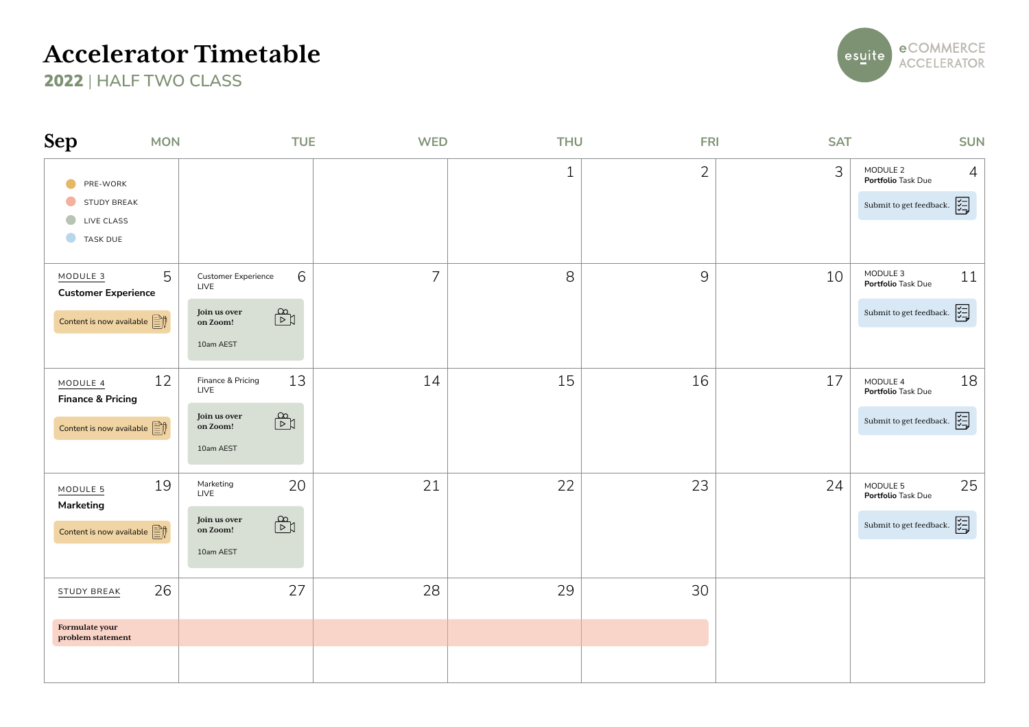# Accelerator Timetable

## 2022 | HALF TWO CLASS

eSuite eCOMMERCE ACCELERATOR

## Sep

- PRE-WORK
- STUDY BREAK
- LIVE CLASS
- TASK DUE

| MON | TUE | WED | THU | FRI | SAT | SUN |
|---|---|---|---|---|---|---|
| | | | 1 | 2 | 3 | 4 MODULE 2 **Portfolio** Task Due — Submit to get feedback. |
| 5 MODULE 3 **Customer Experience** — Content is now available | 6 Customer Experience LIVE — **Join us over on Zoom!** 10am AEST | 7 | 8 | 9 | 10 | 11 MODULE 3 **Portfolio** Task Due — Submit to get feedback. |
| 12 MODULE 4 **Finance & Pricing** — Content is now available | 13 Finance & Pricing LIVE — **Join us over on Zoom!** 10am AEST | 14 | 15 | 16 | 17 | 18 MODULE 4 **Portfolio** Task Due — Submit to get feedback. |
| 19 MODULE 5 **Marketing** — Content is now available | 20 Marketing LIVE — **Join us over on Zoom!** 10am AEST | 21 | 22 | 23 | 24 | 25 MODULE 5 **Portfolio** Task Due — Submit to get feedback. |
| 26 STUDY BREAK — **Formulate your problem statement** (26–30) | 27 | 28 | 29 | 30 | | |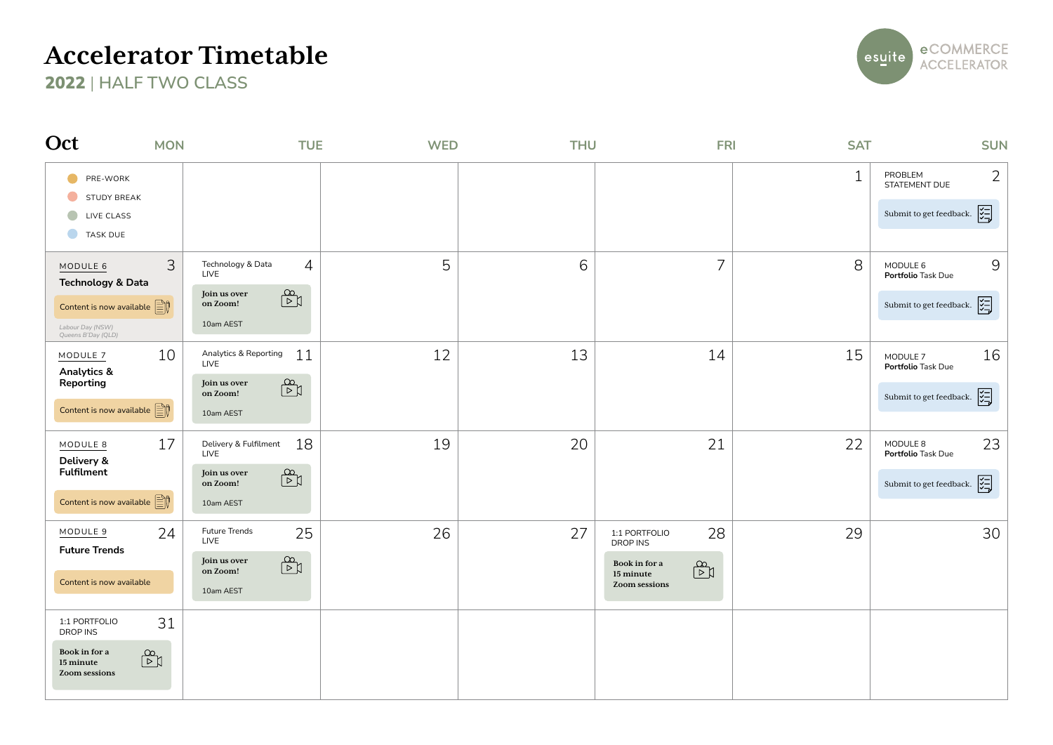# Accelerator Timetable

## 2022 | HALF TWO CLASS

esuite eCOMMERCE ACCELERATOR

### Oct

| MON | TUE | WED | THU | FRI | SAT | SUN |
|---|---|---|---|---|---|---|
| PRE-WORK<br>STUDY BREAK<br>LIVE CLASS<br>TASK DUE | | | | | 1 | 2<br>PROBLEM STATEMENT DUE<br>Submit to get feedback. |
| 3<br>MODULE 6<br>**Technology & Data**<br>Content is now available<br>*Labour Day (NSW)*<br>*Queens B'Day (QLD)* | 4<br>Technology & Data LIVE<br>**Join us over on Zoom!**<br>10am AEST | 5 | 6 | 7 | 8 | 9<br>MODULE 6 **Portfolio** Task Due<br>Submit to get feedback. |
| 10<br>MODULE 7<br>**Analytics & Reporting**<br>Content is now available | 11<br>Analytics & Reporting LIVE<br>**Join us over on Zoom!**<br>10am AEST | 12 | 13 | 14 | 15 | 16<br>MODULE 7 **Portfolio** Task Due<br>Submit to get feedback. |
| 17<br>MODULE 8<br>**Delivery & Fulfilment**<br>Content is now available | 18<br>Delivery & Fulfilment LIVE<br>**Join us over on Zoom!**<br>10am AEST | 19 | 20 | 21 | 22 | 23<br>MODULE 8 **Portfolio** Task Due<br>Submit to get feedback. |
| 24<br>MODULE 9<br>**Future Trends**<br>Content is now available | 25<br>Future Trends LIVE<br>**Join us over on Zoom!**<br>10am AEST | 26 | 27 | 28<br>1:1 PORTFOLIO DROP INS<br>**Book in for a 15 minute Zoom sessions** | 29 | 30 |
| 31<br>1:1 PORTFOLIO DROP INS<br>**Book in for a 15 minute Zoom sessions** | | | | | | |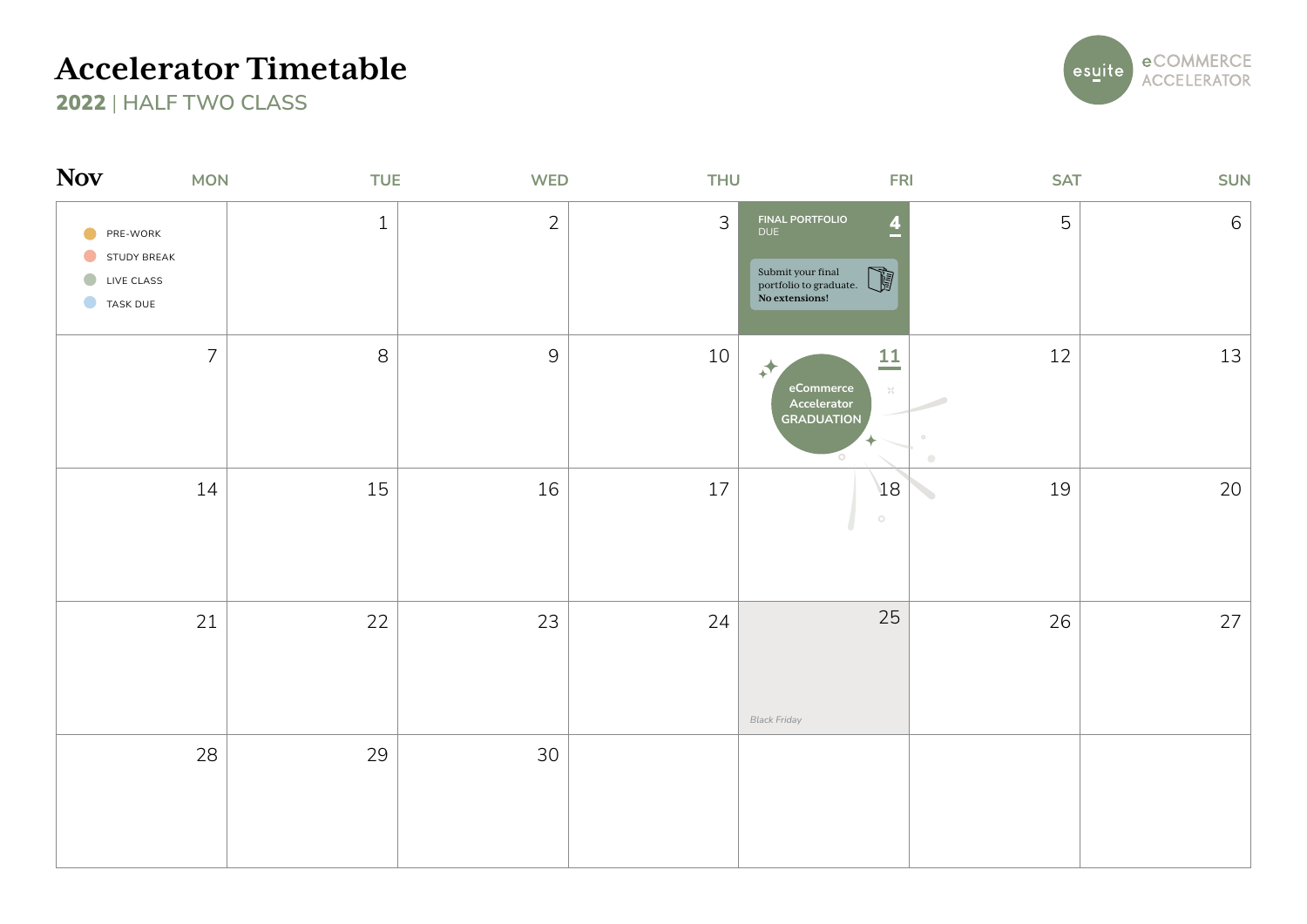# Accelerator Timetable

## 2022 | HALF TWO CLASS

eCOMMERCE ACCELERATOR

| Nov | MON | TUE | WED | THU | FRI | SAT | SUN |
|---|---|---|---|---|---|---|---|
| | PRE-WORK<br>STUDY BREAK<br>LIVE CLASS<br>TASK DUE | 1 | 2 | 3 | 4 FINAL PORTFOLIO DUE<br>Submit your final portfolio to graduate. **No extensions!** | 5 | 6 |
| | 7 | 8 | 9 | 10 | 11 eCommerce Accelerator GRADUATION | 12 | 13 |
| | 14 | 15 | 16 | 17 | 18 | 19 | 20 |
| | 21 | 22 | 23 | 24 | 25 *Black Friday* | 26 | 27 |
| | 28 | 29 | 30 | | | | |